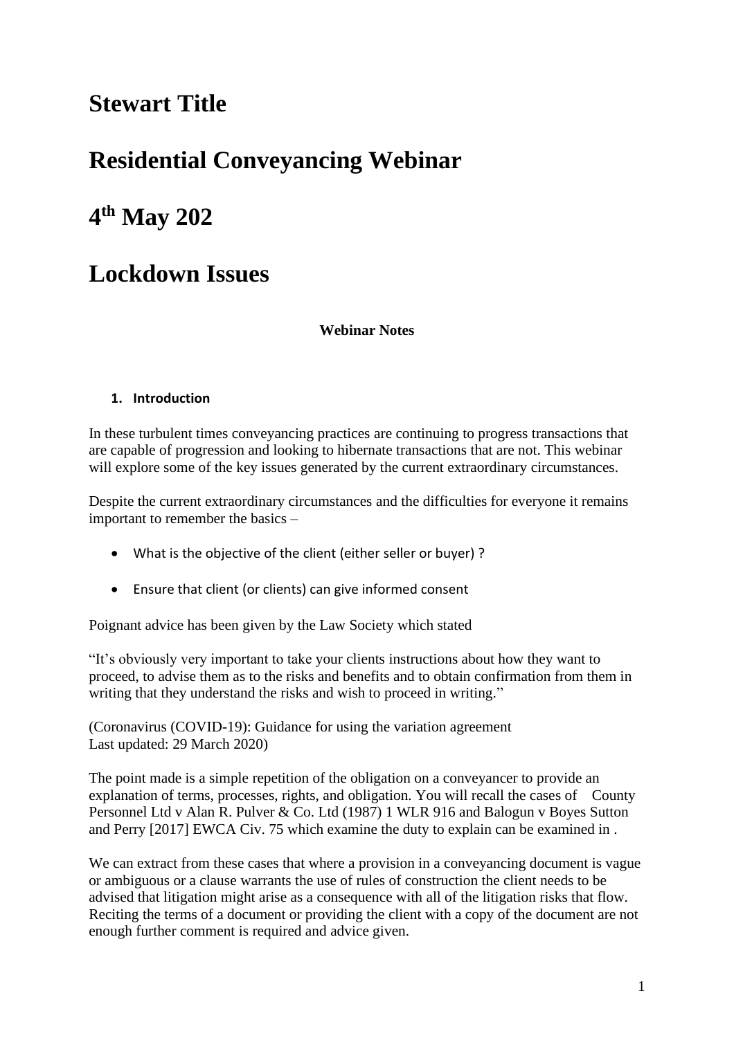# Stewart Title

# Residential Conveyancing Webinar

# 4th May 202

# Lockdown Issues

**Webinar Notes**

## 1. Introduction

In these turbulent times conveyancing practices are continuing to progress transactions that are capable of progression and looking to hibernate transactions that are not. This webinar will explore some of the key issues generated by the current extraordinary circumstances.

Despite the current extraordinary circumstances and the difficulties for everyone it remains important to remember the basics –

- What is the objective of the client (either seller or buyer) ?
- Ensure that client (or clients) can give informed consent

Poignant advice has been given by the Law Society which stated

"It's obviously very important to take your clients instructions about how they want to proceed, to advise them as to the risks and benefits and to obtain confirmation from them in writing that they understand the risks and wish to proceed in writing."

(Coronavirus (COVID-19): Guidance for using the variation agreement
Last updated: 29 March 2020)

The point made is a simple repetition of the obligation on a conveyancer to provide an explanation of terms, processes, rights, and obligation. You will recall the cases of County Personnel Ltd v Alan R. Pulver & Co. Ltd (1987) 1 WLR 916 and Balogun v Boyes Sutton and Perry [2017] EWCA Civ. 75 which examine the duty to explain can be examined in .

We can extract from these cases that where a provision in a conveyancing document is vague or ambiguous or a clause warrants the use of rules of construction the client needs to be advised that litigation might arise as a consequence with all of the litigation risks that flow. Reciting the terms of a document or providing the client with a copy of the document are not enough further comment is required and advice given.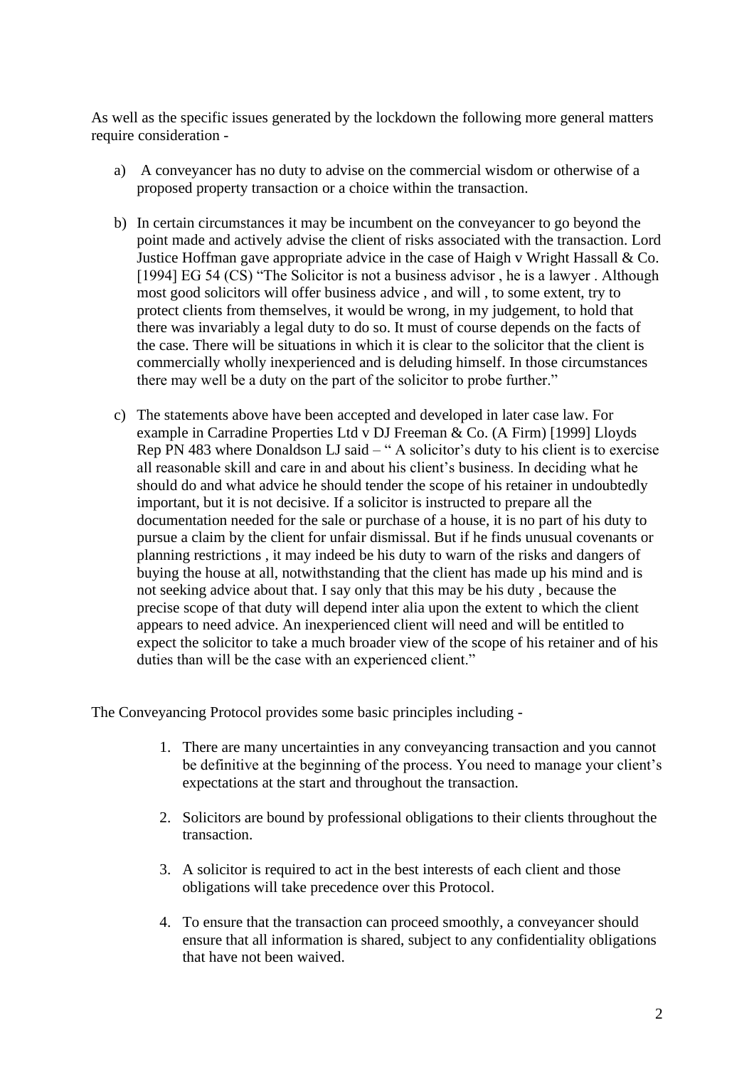As well as the specific issues generated by the lockdown the following more general matters require consideration -

a) A conveyancer has no duty to advise on the commercial wisdom or otherwise of a proposed property transaction or a choice within the transaction.

b) In certain circumstances it may be incumbent on the conveyancer to go beyond the point made and actively advise the client of risks associated with the transaction. Lord Justice Hoffman gave appropriate advice in the case of Haigh v Wright Hassall & Co. [1994] EG 54 (CS) "The Solicitor is not a business advisor , he is a lawyer . Although most good solicitors will offer business advice , and will , to some extent, try to protect clients from themselves, it would be wrong, in my judgement, to hold that there was invariably a legal duty to do so. It must of course depends on the facts of the case. There will be situations in which it is clear to the solicitor that the client is commercially wholly inexperienced and is deluding himself. In those circumstances there may well be a duty on the part of the solicitor to probe further."

c) The statements above have been accepted and developed in later case law. For example in Carradine Properties Ltd v DJ Freeman & Co. (A Firm) [1999] Lloyds Rep PN 483 where Donaldson LJ said – " A solicitor's duty to his client is to exercise all reasonable skill and care in and about his client's business. In deciding what he should do and what advice he should tender the scope of his retainer in undoubtedly important, but it is not decisive. If a solicitor is instructed to prepare all the documentation needed for the sale or purchase of a house, it is no part of his duty to pursue a claim by the client for unfair dismissal. But if he finds unusual covenants or planning restrictions , it may indeed be his duty to warn of the risks and dangers of buying the house at all, notwithstanding that the client has made up his mind and is not seeking advice about that. I say only that this may be his duty , because the precise scope of that duty will depend inter alia upon the extent to which the client appears to need advice. An inexperienced client will need and will be entitled to expect the solicitor to take a much broader view of the scope of his retainer and of his duties than will be the case with an experienced client."

The Conveyancing Protocol provides some basic principles including -

1. There are many uncertainties in any conveyancing transaction and you cannot be definitive at the beginning of the process. You need to manage your client's expectations at the start and throughout the transaction.

2. Solicitors are bound by professional obligations to their clients throughout the transaction.

3. A solicitor is required to act in the best interests of each client and those obligations will take precedence over this Protocol.

4. To ensure that the transaction can proceed smoothly, a conveyancer should ensure that all information is shared, subject to any confidentiality obligations that have not been waived.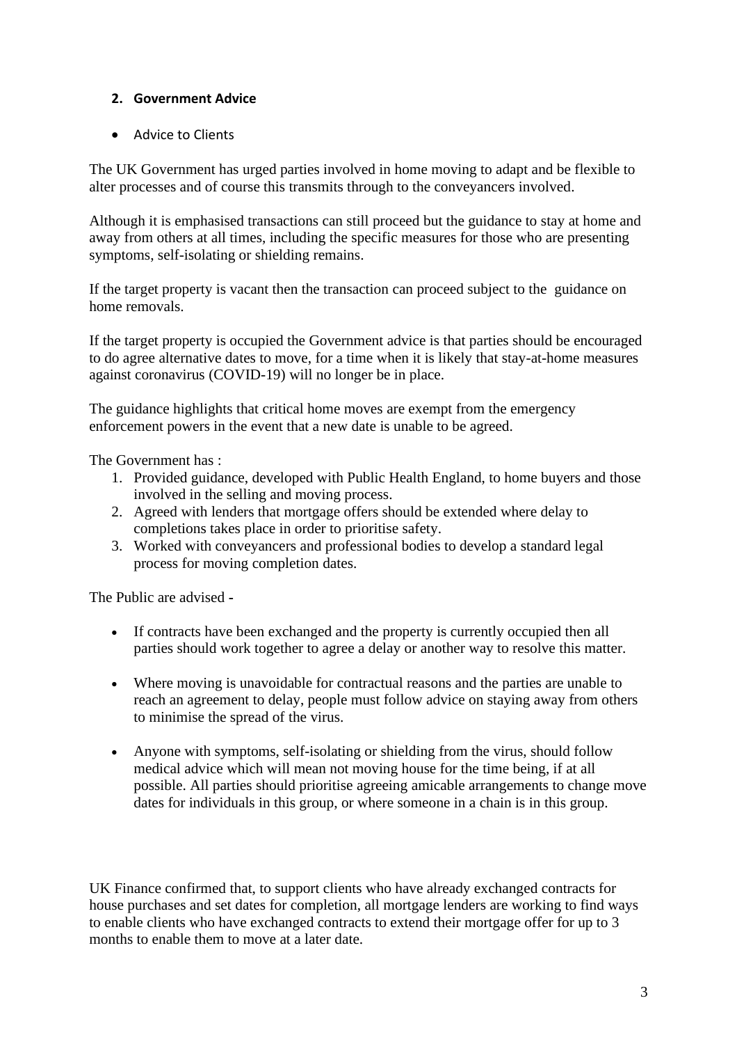## 2. Government Advice

- Advice to Clients

The UK Government has urged parties involved in home moving to adapt and be flexible to alter processes and of course this transmits through to the conveyancers involved.

Although it is emphasised transactions can still proceed but the guidance to stay at home and away from others at all times, including the specific measures for those who are presenting symptoms, self-isolating or shielding remains.

If the target property is vacant then the transaction can proceed subject to the guidance on home removals.

If the target property is occupied the Government advice is that parties should be encouraged to do agree alternative dates to move, for a time when it is likely that stay-at-home measures against coronavirus (COVID-19) will no longer be in place.

The guidance highlights that critical home moves are exempt from the emergency enforcement powers in the event that a new date is unable to be agreed.

The Government has :

1. Provided guidance, developed with Public Health England, to home buyers and those involved in the selling and moving process.
2. Agreed with lenders that mortgage offers should be extended where delay to completions takes place in order to prioritise safety.
3. Worked with conveyancers and professional bodies to develop a standard legal process for moving completion dates.

The Public are advised -

- If contracts have been exchanged and the property is currently occupied then all parties should work together to agree a delay or another way to resolve this matter.

- Where moving is unavoidable for contractual reasons and the parties are unable to reach an agreement to delay, people must follow advice on staying away from others to minimise the spread of the virus.

- Anyone with symptoms, self-isolating or shielding from the virus, should follow medical advice which will mean not moving house for the time being, if at all possible. All parties should prioritise agreeing amicable arrangements to change move dates for individuals in this group, or where someone in a chain is in this group.

UK Finance confirmed that, to support clients who have already exchanged contracts for house purchases and set dates for completion, all mortgage lenders are working to find ways to enable clients who have exchanged contracts to extend their mortgage offer for up to 3 months to enable them to move at a later date.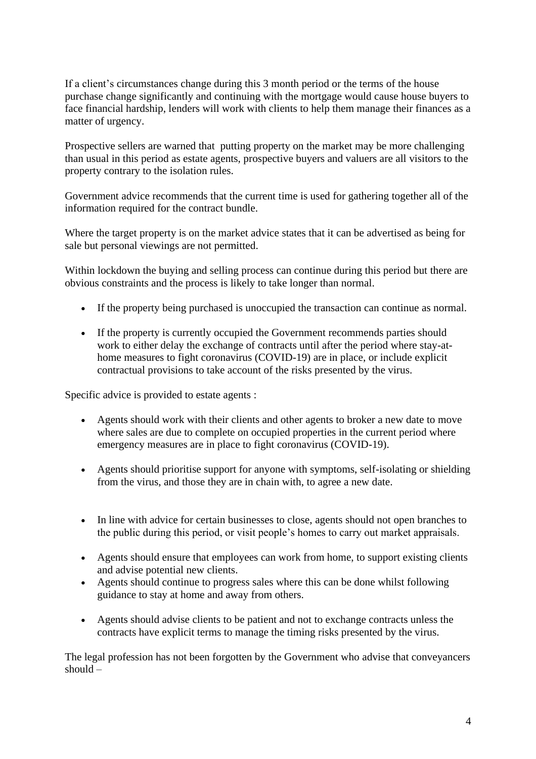If a client's circumstances change during this 3 month period or the terms of the house purchase change significantly and continuing with the mortgage would cause house buyers to face financial hardship, lenders will work with clients to help them manage their finances as a matter of urgency.

Prospective sellers are warned that putting property on the market may be more challenging than usual in this period as estate agents, prospective buyers and valuers are all visitors to the property contrary to the isolation rules.

Government advice recommends that the current time is used for gathering together all of the information required for the contract bundle.

Where the target property is on the market advice states that it can be advertised as being for sale but personal viewings are not permitted.

Within lockdown the buying and selling process can continue during this period but there are obvious constraints and the process is likely to take longer than normal.

- If the property being purchased is unoccupied the transaction can continue as normal.
- If the property is currently occupied the Government recommends parties should work to either delay the exchange of contracts until after the period where stay-at-home measures to fight coronavirus (COVID-19) are in place, or include explicit contractual provisions to take account of the risks presented by the virus.

Specific advice is provided to estate agents :

- Agents should work with their clients and other agents to broker a new date to move where sales are due to complete on occupied properties in the current period where emergency measures are in place to fight coronavirus (COVID-19).
- Agents should prioritise support for anyone with symptoms, self-isolating or shielding from the virus, and those they are in chain with, to agree a new date.
- In line with advice for certain businesses to close, agents should not open branches to the public during this period, or visit people's homes to carry out market appraisals.
- Agents should ensure that employees can work from home, to support existing clients and advise potential new clients.
- Agents should continue to progress sales where this can be done whilst following guidance to stay at home and away from others.
- Agents should advise clients to be patient and not to exchange contracts unless the contracts have explicit terms to manage the timing risks presented by the virus.

The legal profession has not been forgotten by the Government who advise that conveyancers should –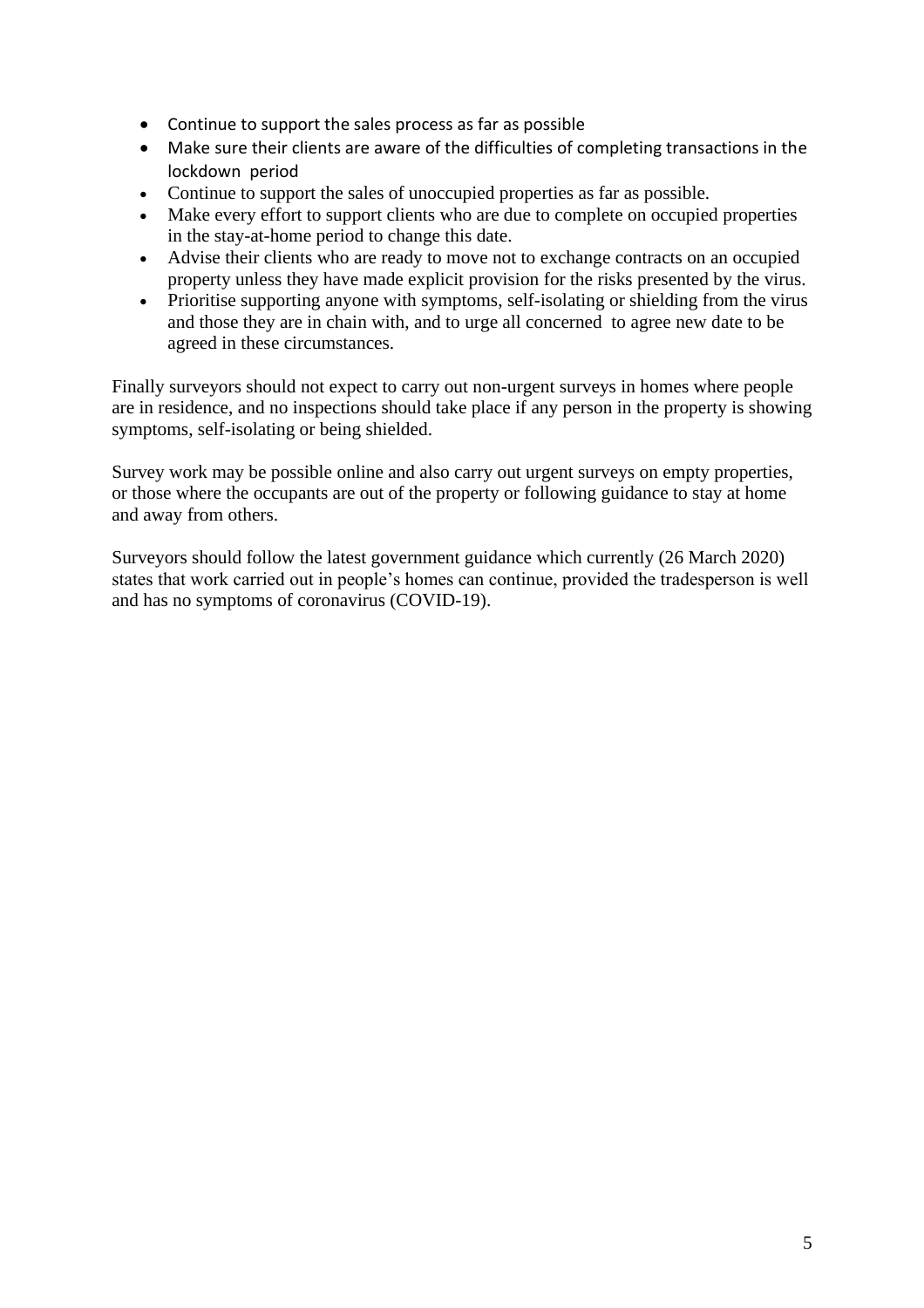- Continue to support the sales process as far as possible
- Make sure their clients are aware of the difficulties of completing transactions in the lockdown period
- Continue to support the sales of unoccupied properties as far as possible.
- Make every effort to support clients who are due to complete on occupied properties in the stay-at-home period to change this date.
- Advise their clients who are ready to move not to exchange contracts on an occupied property unless they have made explicit provision for the risks presented by the virus.
- Prioritise supporting anyone with symptoms, self-isolating or shielding from the virus and those they are in chain with, and to urge all concerned to agree new date to be agreed in these circumstances.

Finally surveyors should not expect to carry out non-urgent surveys in homes where people are in residence, and no inspections should take place if any person in the property is showing symptoms, self-isolating or being shielded.

Survey work may be possible online and also carry out urgent surveys on empty properties, or those where the occupants are out of the property or following guidance to stay at home and away from others.

Surveyors should follow the latest government guidance which currently (26 March 2020) states that work carried out in people's homes can continue, provided the tradesperson is well and has no symptoms of coronavirus (COVID-19).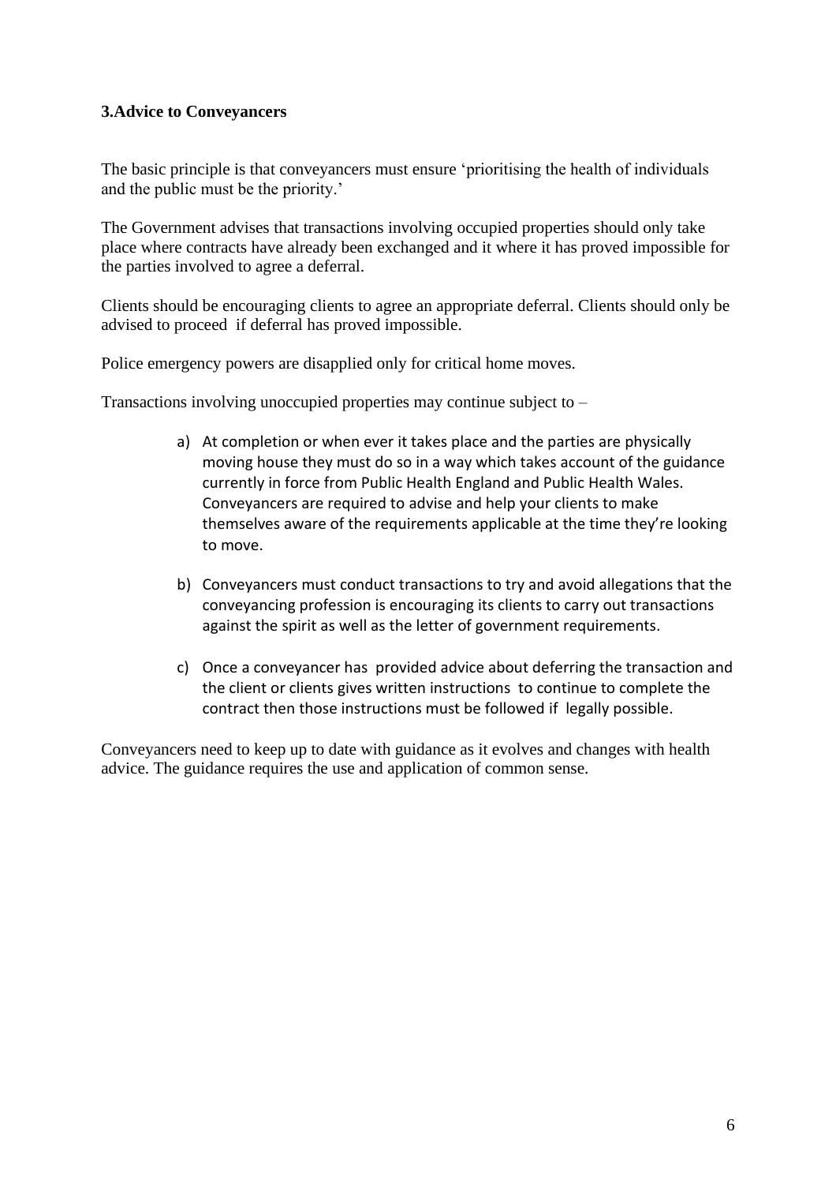### 3.Advice to Conveyancers

The basic principle is that conveyancers must ensure 'prioritising the health of individuals and the public must be the priority.'

The Government advises that transactions involving occupied properties should only take place where contracts have already been exchanged and it where it has proved impossible for the parties involved to agree a deferral.

Clients should be encouraging clients to agree an appropriate deferral. Clients should only be advised to proceed if deferral has proved impossible.

Police emergency powers are disapplied only for critical home moves.

Transactions involving unoccupied properties may continue subject to –

a) At completion or when ever it takes place and the parties are physically moving house they must do so in a way which takes account of the guidance currently in force from Public Health England and Public Health Wales. Conveyancers are required to advise and help your clients to make themselves aware of the requirements applicable at the time they're looking to move.

b) Conveyancers must conduct transactions to try and avoid allegations that the conveyancing profession is encouraging its clients to carry out transactions against the spirit as well as the letter of government requirements.

c) Once a conveyancer has provided advice about deferring the transaction and the client or clients gives written instructions to continue to complete the contract then those instructions must be followed if legally possible.

Conveyancers need to keep up to date with guidance as it evolves and changes with health advice. The guidance requires the use and application of common sense.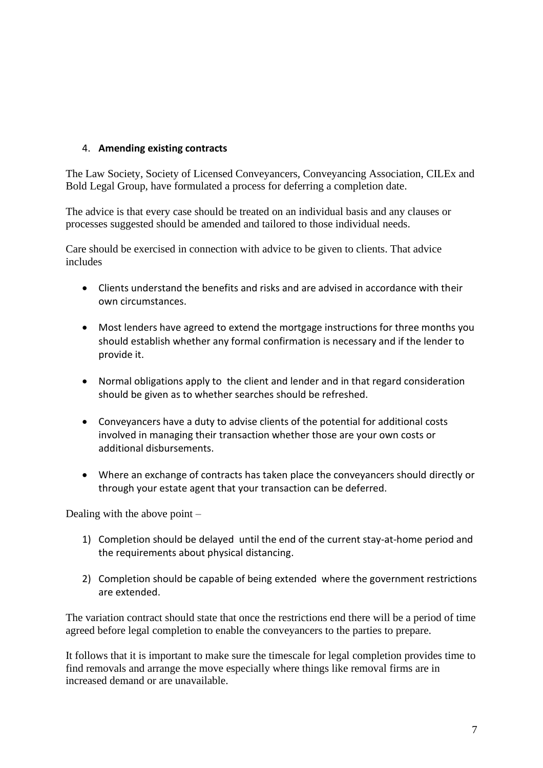4. **Amending existing contracts**

The Law Society, Society of Licensed Conveyancers, Conveyancing Association, CILEx and Bold Legal Group, have formulated a process for deferring a completion date.

The advice is that every case should be treated on an individual basis and any clauses or processes suggested should be amended and tailored to those individual needs.

Care should be exercised in connection with advice to be given to clients. That advice includes

- Clients understand the benefits and risks and are advised in accordance with their own circumstances.
- Most lenders have agreed to extend the mortgage instructions for three months you should establish whether any formal confirmation is necessary and if the lender to provide it.
- Normal obligations apply to the client and lender and in that regard consideration should be given as to whether searches should be refreshed.
- Conveyancers have a duty to advise clients of the potential for additional costs involved in managing their transaction whether those are your own costs or additional disbursements.
- Where an exchange of contracts has taken place the conveyancers should directly or through your estate agent that your transaction can be deferred.

Dealing with the above point –

1) Completion should be delayed until the end of the current stay-at-home period and the requirements about physical distancing.
2) Completion should be capable of being extended where the government restrictions are extended.

The variation contract should state that once the restrictions end there will be a period of time agreed before legal completion to enable the conveyancers to the parties to prepare.

It follows that it is important to make sure the timescale for legal completion provides time to find removals and arrange the move especially where things like removal firms are in increased demand or are unavailable.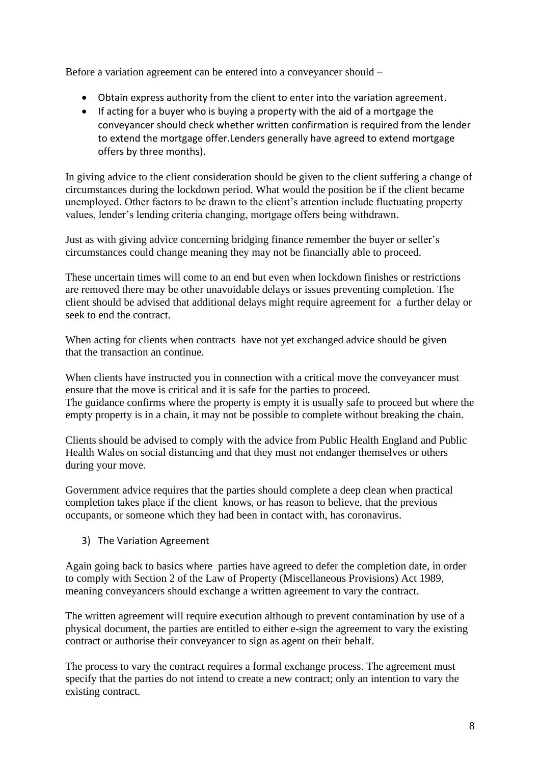Before a variation agreement can be entered into a conveyancer should –

- Obtain express authority from the client to enter into the variation agreement.
- If acting for a buyer who is buying a property with the aid of a mortgage the conveyancer should check whether written confirmation is required from the lender to extend the mortgage offer.Lenders generally have agreed to extend mortgage offers by three months).

In giving advice to the client consideration should be given to the client suffering a change of circumstances during the lockdown period. What would the position be if the client became unemployed. Other factors to be drawn to the client's attention include fluctuating property values, lender's lending criteria changing, mortgage offers being withdrawn.

Just as with giving advice concerning bridging finance remember the buyer or seller's circumstances could change meaning they may not be financially able to proceed.

These uncertain times will come to an end but even when lockdown finishes or restrictions are removed there may be other unavoidable delays or issues preventing completion. The client should be advised that additional delays might require agreement for a further delay or seek to end the contract.

When acting for clients when contracts have not yet exchanged advice should be given that the transaction an continue.

When clients have instructed you in connection with a critical move the conveyancer must ensure that the move is critical and it is safe for the parties to proceed.
The guidance confirms where the property is empty it is usually safe to proceed but where the empty property is in a chain, it may not be possible to complete without breaking the chain.

Clients should be advised to comply with the advice from Public Health England and Public Health Wales on social distancing and that they must not endanger themselves or others during your move.

Government advice requires that the parties should complete a deep clean when practical completion takes place if the client knows, or has reason to believe, that the previous occupants, or someone which they had been in contact with, has coronavirus.

3) The Variation Agreement

Again going back to basics where parties have agreed to defer the completion date, in order to comply with Section 2 of the Law of Property (Miscellaneous Provisions) Act 1989, meaning conveyancers should exchange a written agreement to vary the contract.

The written agreement will require execution although to prevent contamination by use of a physical document, the parties are entitled to either e-sign the agreement to vary the existing contract or authorise their conveyancer to sign as agent on their behalf.

The process to vary the contract requires a formal exchange process. The agreement must specify that the parties do not intend to create a new contract; only an intention to vary the existing contract.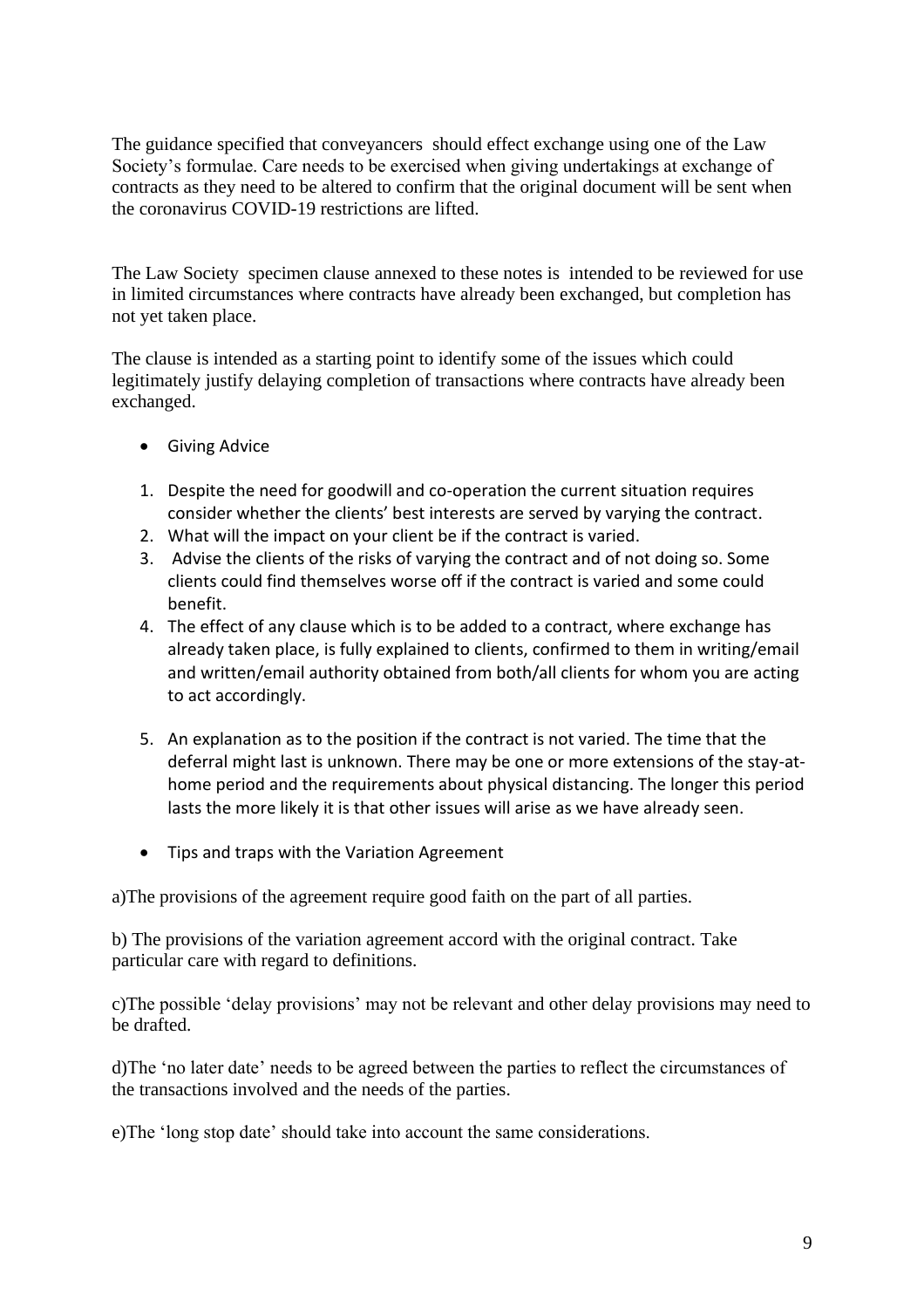The guidance specified that conveyancers should effect exchange using one of the Law Society's formulae. Care needs to be exercised when giving undertakings at exchange of contracts as they need to be altered to confirm that the original document will be sent when the coronavirus COVID-19 restrictions are lifted.

The Law Society specimen clause annexed to these notes is intended to be reviewed for use in limited circumstances where contracts have already been exchanged, but completion has not yet taken place.

The clause is intended as a starting point to identify some of the issues which could legitimately justify delaying completion of transactions where contracts have already been exchanged.

- Giving Advice

1. Despite the need for goodwill and co-operation the current situation requires consider whether the clients' best interests are served by varying the contract.
2. What will the impact on your client be if the contract is varied.
3. Advise the clients of the risks of varying the contract and of not doing so. Some clients could find themselves worse off if the contract is varied and some could benefit.
4. The effect of any clause which is to be added to a contract, where exchange has already taken place, is fully explained to clients, confirmed to them in writing/email and written/email authority obtained from both/all clients for whom you are acting to act accordingly.
5. An explanation as to the position if the contract is not varied. The time that the deferral might last is unknown. There may be one or more extensions of the stay-at-home period and the requirements about physical distancing. The longer this period lasts the more likely it is that other issues will arise as we have already seen.

- Tips and traps with the Variation Agreement

a)The provisions of the agreement require good faith on the part of all parties.

b) The provisions of the variation agreement accord with the original contract. Take particular care with regard to definitions.

c)The possible 'delay provisions' may not be relevant and other delay provisions may need to be drafted.

d)The 'no later date' needs to be agreed between the parties to reflect the circumstances of the transactions involved and the needs of the parties.

e)The 'long stop date' should take into account the same considerations.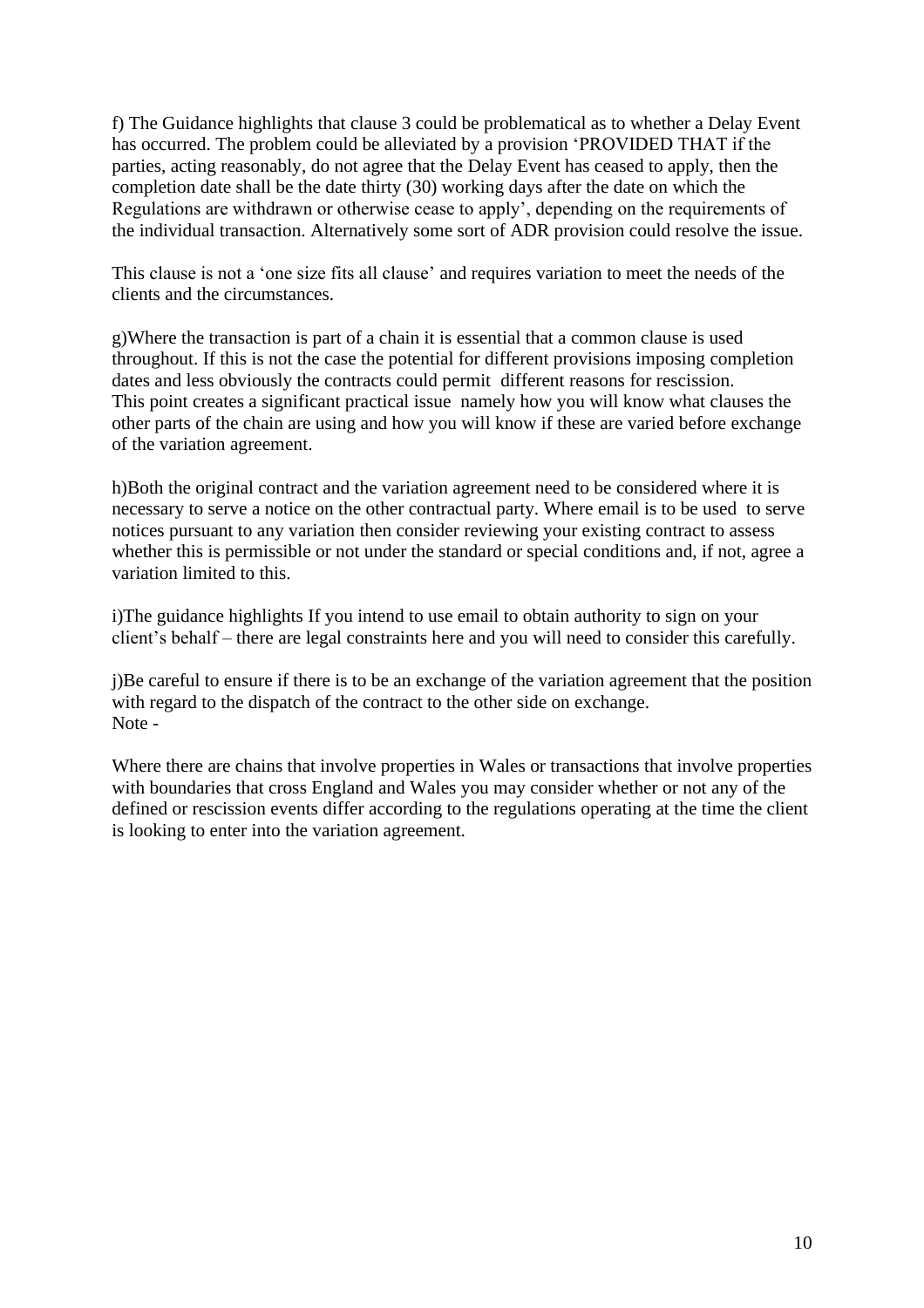f) The Guidance highlights that clause 3 could be problematical as to whether a Delay Event has occurred. The problem could be alleviated by a provision 'PROVIDED THAT if the parties, acting reasonably, do not agree that the Delay Event has ceased to apply, then the completion date shall be the date thirty (30) working days after the date on which the Regulations are withdrawn or otherwise cease to apply', depending on the requirements of the individual transaction. Alternatively some sort of ADR provision could resolve the issue.

This clause is not a 'one size fits all clause' and requires variation to meet the needs of the clients and the circumstances.

g)Where the transaction is part of a chain it is essential that a common clause is used throughout. If this is not the case the potential for different provisions imposing completion dates and less obviously the contracts could permit different reasons for rescission. This point creates a significant practical issue namely how you will know what clauses the other parts of the chain are using and how you will know if these are varied before exchange of the variation agreement.

h)Both the original contract and the variation agreement need to be considered where it is necessary to serve a notice on the other contractual party. Where email is to be used to serve notices pursuant to any variation then consider reviewing your existing contract to assess whether this is permissible or not under the standard or special conditions and, if not, agree a variation limited to this.

i)The guidance highlights If you intend to use email to obtain authority to sign on your client's behalf – there are legal constraints here and you will need to consider this carefully.

j)Be careful to ensure if there is to be an exchange of the variation agreement that the position with regard to the dispatch of the contract to the other side on exchange.
Note -

Where there are chains that involve properties in Wales or transactions that involve properties with boundaries that cross England and Wales you may consider whether or not any of the defined or rescission events differ according to the regulations operating at the time the client is looking to enter into the variation agreement.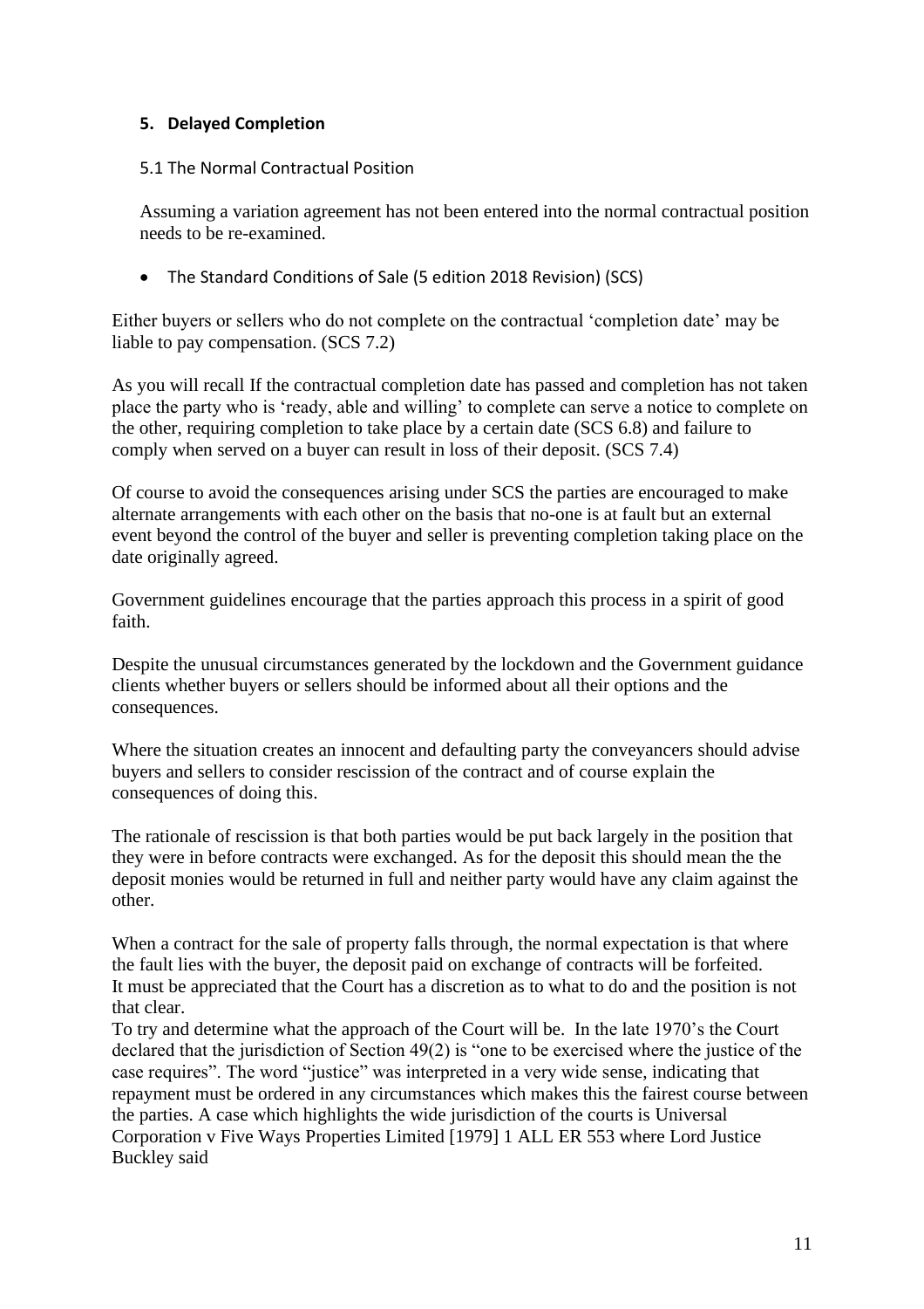## 5. Delayed Completion

### 5.1 The Normal Contractual Position

Assuming a variation agreement has not been entered into the normal contractual position needs to be re-examined.

- The Standard Conditions of Sale (5 edition 2018 Revision) (SCS)

Either buyers or sellers who do not complete on the contractual 'completion date' may be liable to pay compensation. (SCS 7.2)

As you will recall If the contractual completion date has passed and completion has not taken place the party who is 'ready, able and willing' to complete can serve a notice to complete on the other, requiring completion to take place by a certain date (SCS 6.8) and failure to comply when served on a buyer can result in loss of their deposit. (SCS 7.4)

Of course to avoid the consequences arising under SCS the parties are encouraged to make alternate arrangements with each other on the basis that no-one is at fault but an external event beyond the control of the buyer and seller is preventing completion taking place on the date originally agreed.

Government guidelines encourage that the parties approach this process in a spirit of good faith.

Despite the unusual circumstances generated by the lockdown and the Government guidance clients whether buyers or sellers should be informed about all their options and the consequences.

Where the situation creates an innocent and defaulting party the conveyancers should advise buyers and sellers to consider rescission of the contract and of course explain the consequences of doing this.

The rationale of rescission is that both parties would be put back largely in the position that they were in before contracts were exchanged. As for the deposit this should mean the the deposit monies would be returned in full and neither party would have any claim against the other.

When a contract for the sale of property falls through, the normal expectation is that where the fault lies with the buyer, the deposit paid on exchange of contracts will be forfeited.
It must be appreciated that the Court has a discretion as to what to do and the position is not that clear.
To try and determine what the approach of the Court will be. In the late 1970's the Court declared that the jurisdiction of Section 49(2) is "one to be exercised where the justice of the case requires". The word "justice" was interpreted in a very wide sense, indicating that repayment must be ordered in any circumstances which makes this the fairest course between the parties. A case which highlights the wide jurisdiction of the courts is Universal Corporation v Five Ways Properties Limited [1979] 1 ALL ER 553 where Lord Justice Buckley said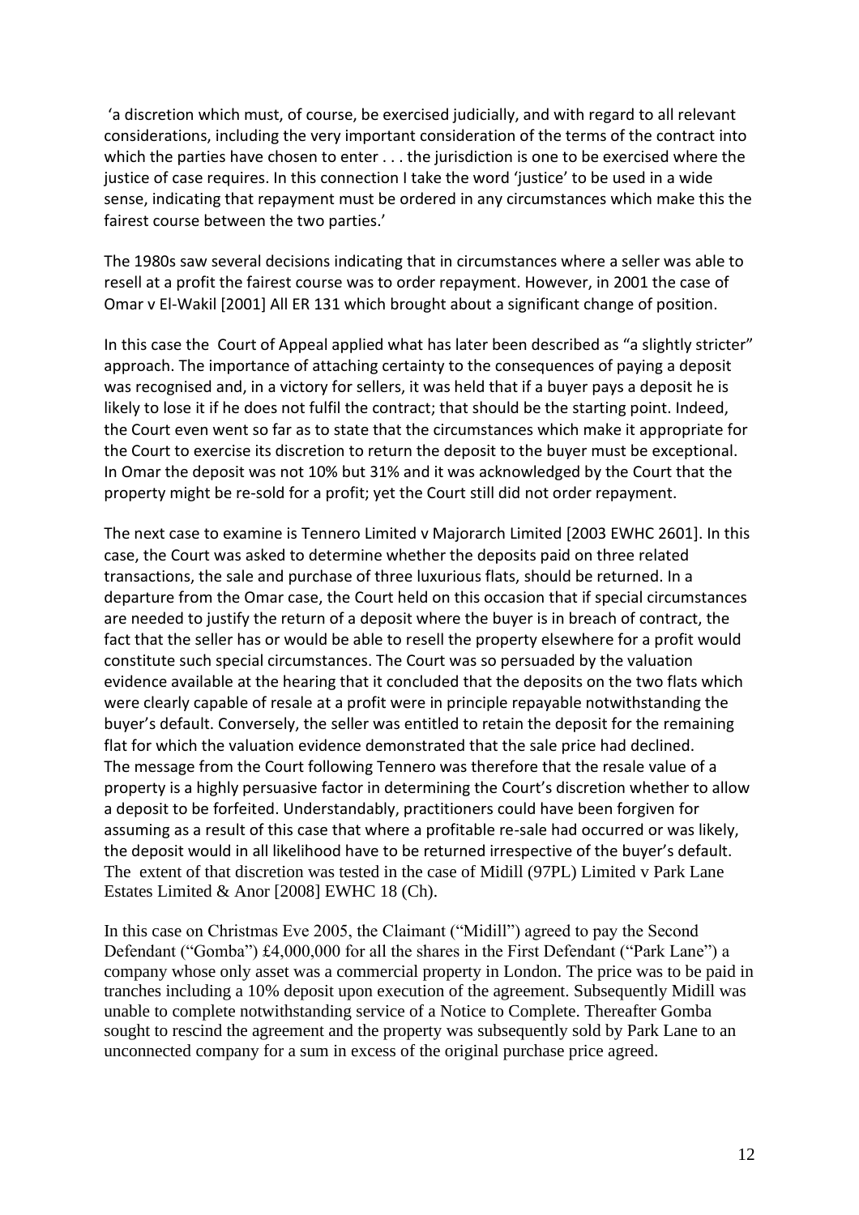'a discretion which must, of course, be exercised judicially, and with regard to all relevant considerations, including the very important consideration of the terms of the contract into which the parties have chosen to enter . . . the jurisdiction is one to be exercised where the justice of case requires. In this connection I take the word 'justice' to be used in a wide sense, indicating that repayment must be ordered in any circumstances which make this the fairest course between the two parties.'

The 1980s saw several decisions indicating that in circumstances where a seller was able to resell at a profit the fairest course was to order repayment. However, in 2001 the case of Omar v El-Wakil [2001] All ER 131 which brought about a significant change of position.

In this case the Court of Appeal applied what has later been described as "a slightly stricter" approach. The importance of attaching certainty to the consequences of paying a deposit was recognised and, in a victory for sellers, it was held that if a buyer pays a deposit he is likely to lose it if he does not fulfil the contract; that should be the starting point. Indeed, the Court even went so far as to state that the circumstances which make it appropriate for the Court to exercise its discretion to return the deposit to the buyer must be exceptional. In Omar the deposit was not 10% but 31% and it was acknowledged by the Court that the property might be re-sold for a profit; yet the Court still did not order repayment.

The next case to examine is Tennero Limited v Majorarch Limited [2003 EWHC 2601]. In this case, the Court was asked to determine whether the deposits paid on three related transactions, the sale and purchase of three luxurious flats, should be returned. In a departure from the Omar case, the Court held on this occasion that if special circumstances are needed to justify the return of a deposit where the buyer is in breach of contract, the fact that the seller has or would be able to resell the property elsewhere for a profit would constitute such special circumstances. The Court was so persuaded by the valuation evidence available at the hearing that it concluded that the deposits on the two flats which were clearly capable of resale at a profit were in principle repayable notwithstanding the buyer's default. Conversely, the seller was entitled to retain the deposit for the remaining flat for which the valuation evidence demonstrated that the sale price had declined. The message from the Court following Tennero was therefore that the resale value of a property is a highly persuasive factor in determining the Court's discretion whether to allow a deposit to be forfeited. Understandably, practitioners could have been forgiven for assuming as a result of this case that where a profitable re-sale had occurred or was likely, the deposit would in all likelihood have to be returned irrespective of the buyer's default. The extent of that discretion was tested in the case of Midill (97PL) Limited v Park Lane Estates Limited & Anor [2008] EWHC 18 (Ch).

In this case on Christmas Eve 2005, the Claimant ("Midill") agreed to pay the Second Defendant ("Gomba") £4,000,000 for all the shares in the First Defendant ("Park Lane") a company whose only asset was a commercial property in London. The price was to be paid in tranches including a 10% deposit upon execution of the agreement. Subsequently Midill was unable to complete notwithstanding service of a Notice to Complete. Thereafter Gomba sought to rescind the agreement and the property was subsequently sold by Park Lane to an unconnected company for a sum in excess of the original purchase price agreed.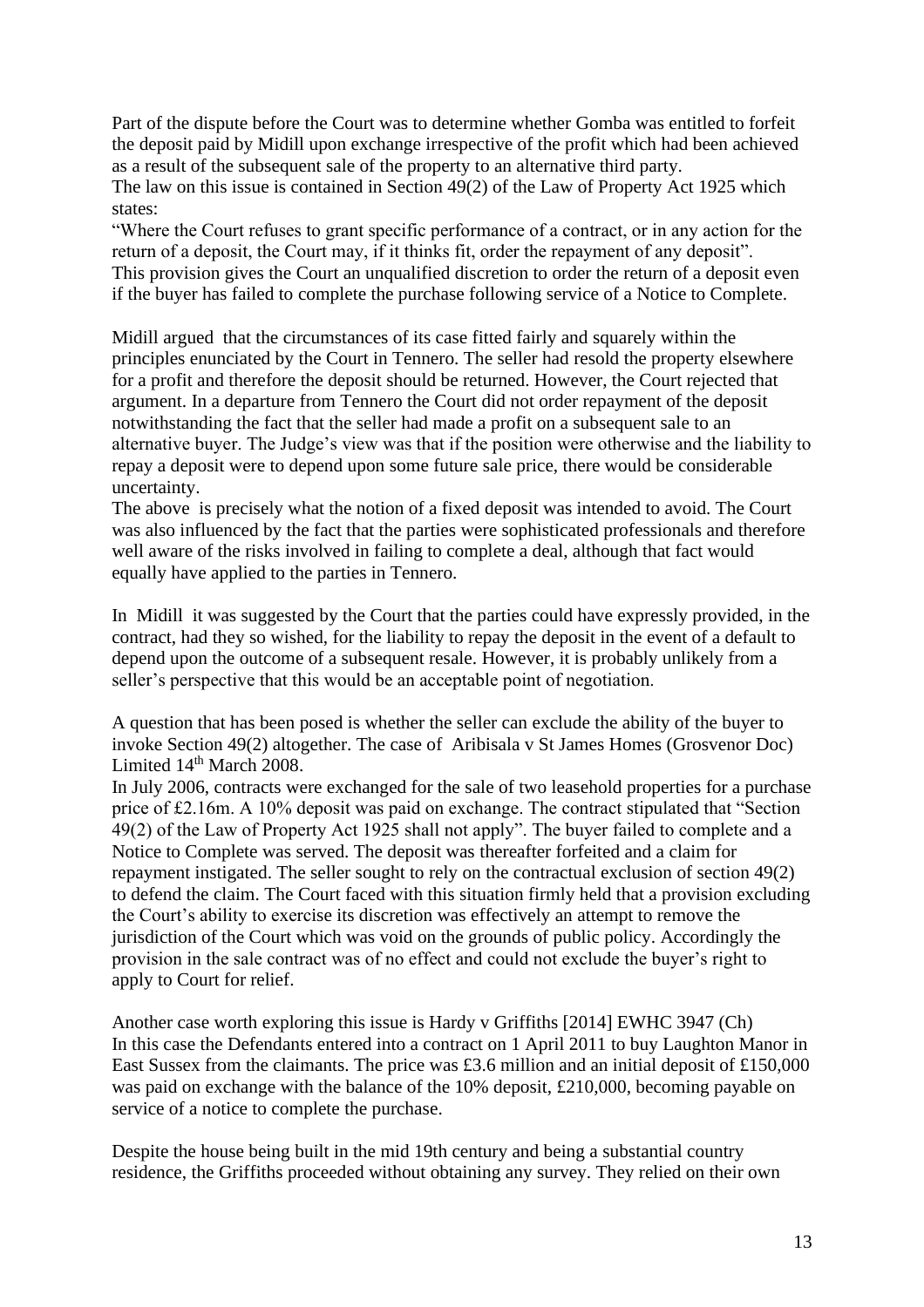Part of the dispute before the Court was to determine whether Gomba was entitled to forfeit the deposit paid by Midill upon exchange irrespective of the profit which had been achieved as a result of the subsequent sale of the property to an alternative third party.

The law on this issue is contained in Section 49(2) of the Law of Property Act 1925 which states:

"Where the Court refuses to grant specific performance of a contract, or in any action for the return of a deposit, the Court may, if it thinks fit, order the repayment of any deposit".

This provision gives the Court an unqualified discretion to order the return of a deposit even if the buyer has failed to complete the purchase following service of a Notice to Complete.

Midill argued that the circumstances of its case fitted fairly and squarely within the principles enunciated by the Court in Tennero. The seller had resold the property elsewhere for a profit and therefore the deposit should be returned. However, the Court rejected that argument. In a departure from Tennero the Court did not order repayment of the deposit notwithstanding the fact that the seller had made a profit on a subsequent sale to an alternative buyer. The Judge's view was that if the position were otherwise and the liability to repay a deposit were to depend upon some future sale price, there would be considerable uncertainty.

The above is precisely what the notion of a fixed deposit was intended to avoid. The Court was also influenced by the fact that the parties were sophisticated professionals and therefore well aware of the risks involved in failing to complete a deal, although that fact would equally have applied to the parties in Tennero.

In Midill it was suggested by the Court that the parties could have expressly provided, in the contract, had they so wished, for the liability to repay the deposit in the event of a default to depend upon the outcome of a subsequent resale. However, it is probably unlikely from a seller's perspective that this would be an acceptable point of negotiation.

A question that has been posed is whether the seller can exclude the ability of the buyer to invoke Section 49(2) altogether. The case of Aribisala v St James Homes (Grosvenor Doc) Limited 14th March 2008.

In July 2006, contracts were exchanged for the sale of two leasehold properties for a purchase price of £2.16m. A 10% deposit was paid on exchange. The contract stipulated that "Section 49(2) of the Law of Property Act 1925 shall not apply". The buyer failed to complete and a Notice to Complete was served. The deposit was thereafter forfeited and a claim for repayment instigated. The seller sought to rely on the contractual exclusion of section 49(2) to defend the claim. The Court faced with this situation firmly held that a provision excluding the Court's ability to exercise its discretion was effectively an attempt to remove the jurisdiction of the Court which was void on the grounds of public policy. Accordingly the provision in the sale contract was of no effect and could not exclude the buyer's right to apply to Court for relief.

Another case worth exploring this issue is Hardy v Griffiths [2014] EWHC 3947 (Ch)

In this case the Defendants entered into a contract on 1 April 2011 to buy Laughton Manor in East Sussex from the claimants. The price was £3.6 million and an initial deposit of £150,000 was paid on exchange with the balance of the 10% deposit, £210,000, becoming payable on service of a notice to complete the purchase.

Despite the house being built in the mid 19th century and being a substantial country residence, the Griffiths proceeded without obtaining any survey. They relied on their own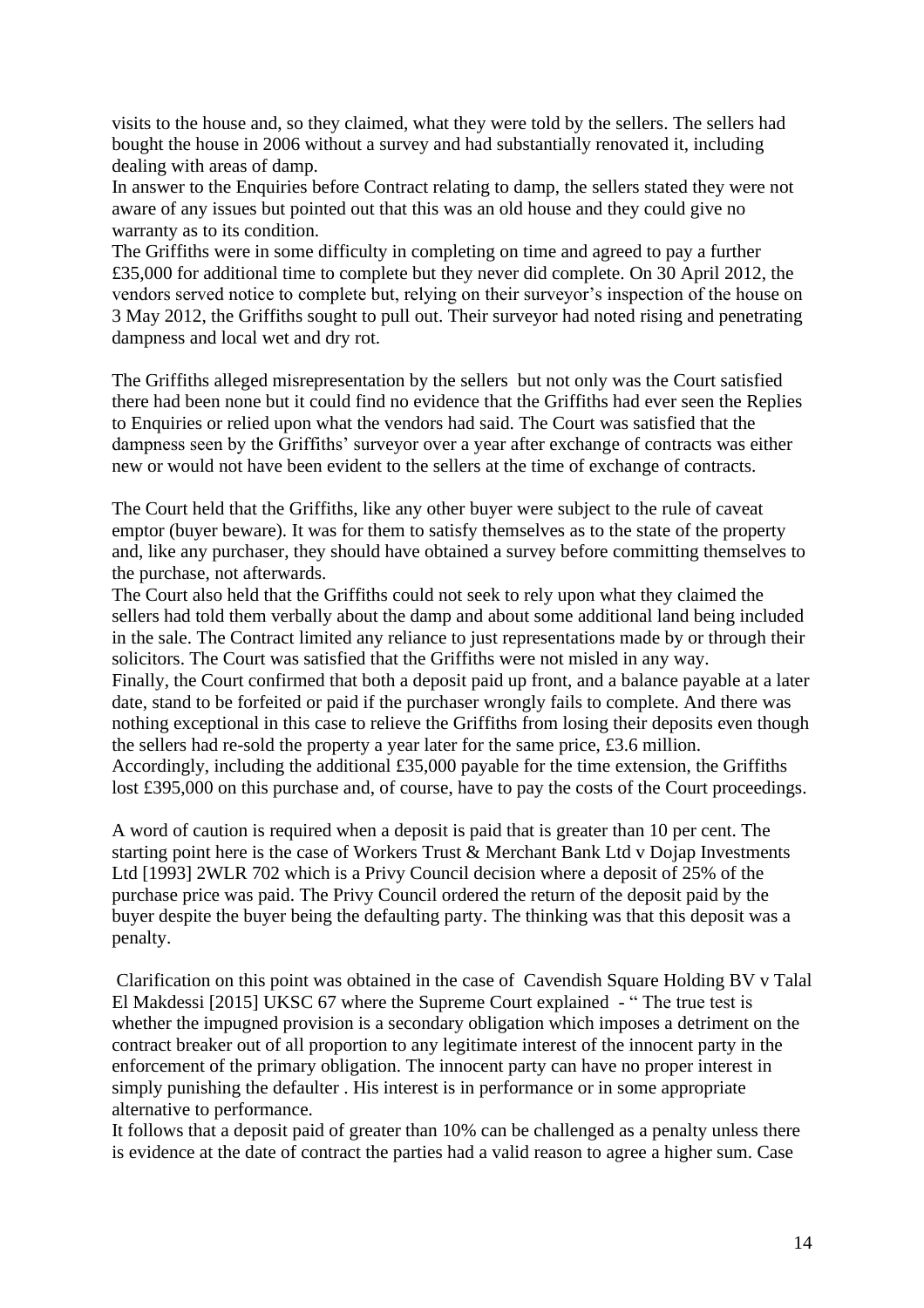visits to the house and, so they claimed, what they were told by the sellers. The sellers had bought the house in 2006 without a survey and had substantially renovated it, including dealing with areas of damp.
In answer to the Enquiries before Contract relating to damp, the sellers stated they were not aware of any issues but pointed out that this was an old house and they could give no warranty as to its condition.
The Griffiths were in some difficulty in completing on time and agreed to pay a further £35,000 for additional time to complete but they never did complete. On 30 April 2012, the vendors served notice to complete but, relying on their surveyor's inspection of the house on 3 May 2012, the Griffiths sought to pull out. Their surveyor had noted rising and penetrating dampness and local wet and dry rot.

The Griffiths alleged misrepresentation by the sellers but not only was the Court satisfied there had been none but it could find no evidence that the Griffiths had ever seen the Replies to Enquiries or relied upon what the vendors had said. The Court was satisfied that the dampness seen by the Griffiths' surveyor over a year after exchange of contracts was either new or would not have been evident to the sellers at the time of exchange of contracts.

The Court held that the Griffiths, like any other buyer were subject to the rule of caveat emptor (buyer beware). It was for them to satisfy themselves as to the state of the property and, like any purchaser, they should have obtained a survey before committing themselves to the purchase, not afterwards.
The Court also held that the Griffiths could not seek to rely upon what they claimed the sellers had told them verbally about the damp and about some additional land being included in the sale. The Contract limited any reliance to just representations made by or through their solicitors. The Court was satisfied that the Griffiths were not misled in any way.
Finally, the Court confirmed that both a deposit paid up front, and a balance payable at a later date, stand to be forfeited or paid if the purchaser wrongly fails to complete. And there was nothing exceptional in this case to relieve the Griffiths from losing their deposits even though the sellers had re-sold the property a year later for the same price, £3.6 million.
Accordingly, including the additional £35,000 payable for the time extension, the Griffiths lost £395,000 on this purchase and, of course, have to pay the costs of the Court proceedings.

A word of caution is required when a deposit is paid that is greater than 10 per cent. The starting point here is the case of Workers Trust & Merchant Bank Ltd v Dojap Investments Ltd [1993] 2WLR 702 which is a Privy Council decision where a deposit of 25% of the purchase price was paid. The Privy Council ordered the return of the deposit paid by the buyer despite the buyer being the defaulting party. The thinking was that this deposit was a penalty.

Clarification on this point was obtained in the case of Cavendish Square Holding BV v Talal El Makdessi [2015] UKSC 67 where the Supreme Court explained - " The true test is whether the impugned provision is a secondary obligation which imposes a detriment on the contract breaker out of all proportion to any legitimate interest of the innocent party in the enforcement of the primary obligation. The innocent party can have no proper interest in simply punishing the defaulter . His interest is in performance or in some appropriate alternative to performance.
It follows that a deposit paid of greater than 10% can be challenged as a penalty unless there is evidence at the date of contract the parties had a valid reason to agree a higher sum. Case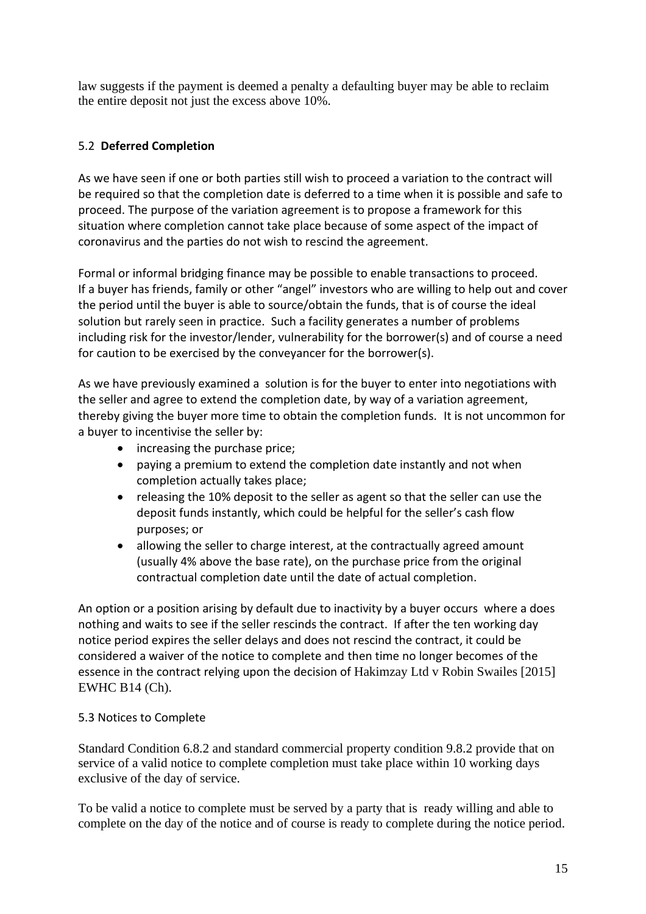law suggests if the payment is deemed a penalty a defaulting buyer may be able to reclaim the entire deposit not just the excess above 10%.

### 5.2 **Deferred Completion**

As we have seen if one or both parties still wish to proceed a variation to the contract will be required so that the completion date is deferred to a time when it is possible and safe to proceed. The purpose of the variation agreement is to propose a framework for this situation where completion cannot take place because of some aspect of the impact of coronavirus and the parties do not wish to rescind the agreement.

Formal or informal bridging finance may be possible to enable transactions to proceed. If a buyer has friends, family or other "angel" investors who are willing to help out and cover the period until the buyer is able to source/obtain the funds, that is of course the ideal solution but rarely seen in practice. Such a facility generates a number of problems including risk for the investor/lender, vulnerability for the borrower(s) and of course a need for caution to be exercised by the conveyancer for the borrower(s).

As we have previously examined a solution is for the buyer to enter into negotiations with the seller and agree to extend the completion date, by way of a variation agreement, thereby giving the buyer more time to obtain the completion funds. It is not uncommon for a buyer to incentivise the seller by:

- increasing the purchase price;
- paying a premium to extend the completion date instantly and not when completion actually takes place;
- releasing the 10% deposit to the seller as agent so that the seller can use the deposit funds instantly, which could be helpful for the seller's cash flow purposes; or
- allowing the seller to charge interest, at the contractually agreed amount (usually 4% above the base rate), on the purchase price from the original contractual completion date until the date of actual completion.

An option or a position arising by default due to inactivity by a buyer occurs where a does nothing and waits to see if the seller rescinds the contract. If after the ten working day notice period expires the seller delays and does not rescind the contract, it could be considered a waiver of the notice to complete and then time no longer becomes of the essence in the contract relying upon the decision of Hakimzay Ltd v Robin Swailes [2015] EWHC B14 (Ch).

### 5.3 Notices to Complete

Standard Condition 6.8.2 and standard commercial property condition 9.8.2 provide that on service of a valid notice to complete completion must take place within 10 working days exclusive of the day of service.

To be valid a notice to complete must be served by a party that is ready willing and able to complete on the day of the notice and of course is ready to complete during the notice period.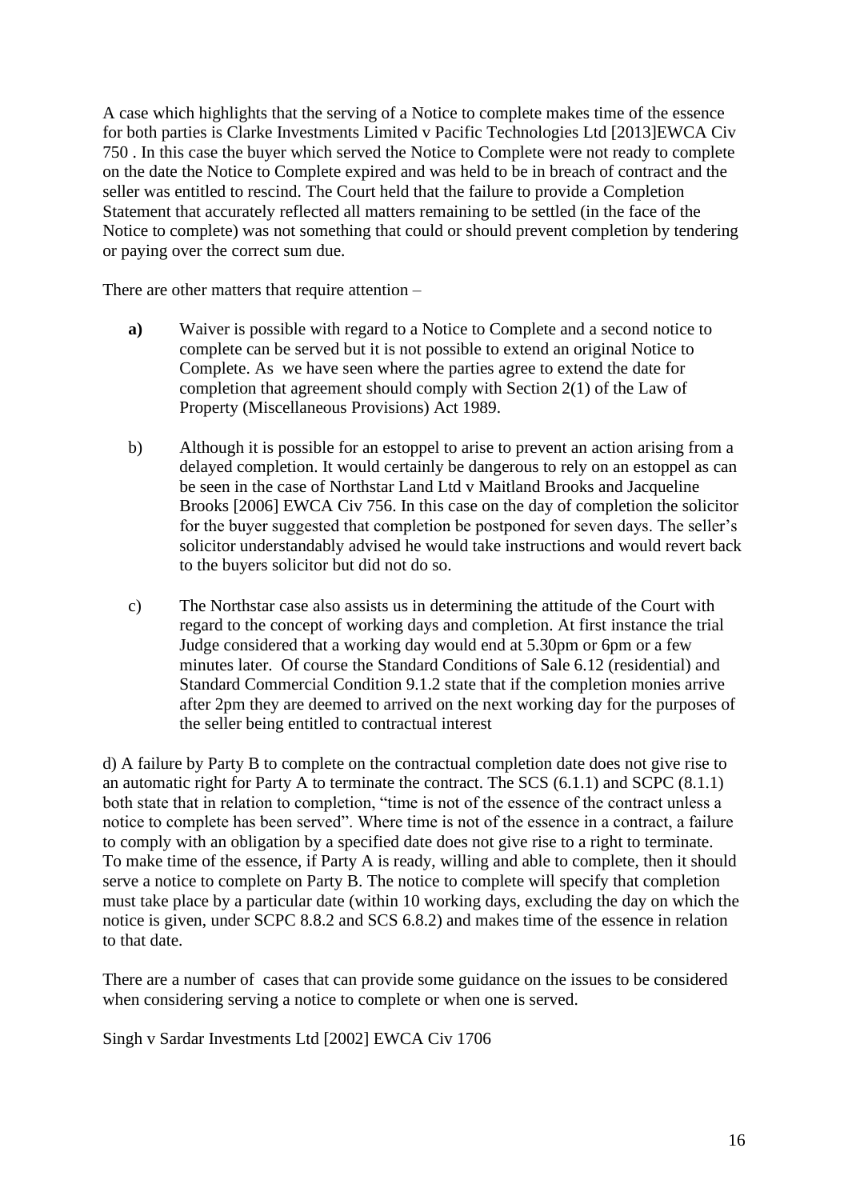A case which highlights that the serving of a Notice to complete makes time of the essence for both parties is Clarke Investments Limited v Pacific Technologies Ltd [2013]EWCA Civ 750 . In this case the buyer which served the Notice to Complete were not ready to complete on the date the Notice to Complete expired and was held to be in breach of contract and the seller was entitled to rescind. The Court held that the failure to provide a Completion Statement that accurately reflected all matters remaining to be settled (in the face of the Notice to complete) was not something that could or should prevent completion by tendering or paying over the correct sum due.

There are other matters that require attention –

**a)** Waiver is possible with regard to a Notice to Complete and a second notice to complete can be served but it is not possible to extend an original Notice to Complete. As we have seen where the parties agree to extend the date for completion that agreement should comply with Section 2(1) of the Law of Property (Miscellaneous Provisions) Act 1989.

b) Although it is possible for an estoppel to arise to prevent an action arising from a delayed completion. It would certainly be dangerous to rely on an estoppel as can be seen in the case of Northstar Land Ltd v Maitland Brooks and Jacqueline Brooks [2006] EWCA Civ 756. In this case on the day of completion the solicitor for the buyer suggested that completion be postponed for seven days. The seller's solicitor understandably advised he would take instructions and would revert back to the buyers solicitor but did not do so.

c) The Northstar case also assists us in determining the attitude of the Court with regard to the concept of working days and completion. At first instance the trial Judge considered that a working day would end at 5.30pm or 6pm or a few minutes later. Of course the Standard Conditions of Sale 6.12 (residential) and Standard Commercial Condition 9.1.2 state that if the completion monies arrive after 2pm they are deemed to arrived on the next working day for the purposes of the seller being entitled to contractual interest

d) A failure by Party B to complete on the contractual completion date does not give rise to an automatic right for Party A to terminate the contract. The SCS (6.1.1) and SCPC (8.1.1) both state that in relation to completion, "time is not of the essence of the contract unless a notice to complete has been served". Where time is not of the essence in a contract, a failure to comply with an obligation by a specified date does not give rise to a right to terminate. To make time of the essence, if Party A is ready, willing and able to complete, then it should serve a notice to complete on Party B. The notice to complete will specify that completion must take place by a particular date (within 10 working days, excluding the day on which the notice is given, under SCPC 8.8.2 and SCS 6.8.2) and makes time of the essence in relation to that date.

There are a number of cases that can provide some guidance on the issues to be considered when considering serving a notice to complete or when one is served.

Singh v Sardar Investments Ltd [2002] EWCA Civ 1706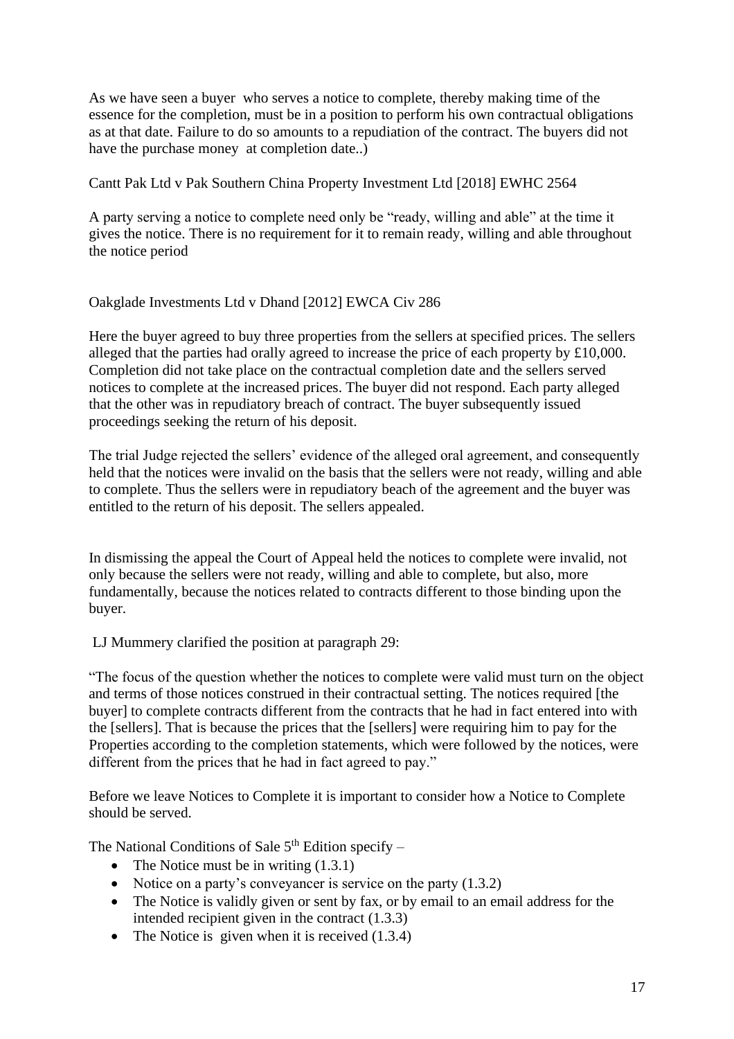As we have seen a buyer who serves a notice to complete, thereby making time of the essence for the completion, must be in a position to perform his own contractual obligations as at that date. Failure to do so amounts to a repudiation of the contract. The buyers did not have the purchase money at completion date..)

Cantt Pak Ltd v Pak Southern China Property Investment Ltd [2018] EWHC 2564

A party serving a notice to complete need only be "ready, willing and able" at the time it gives the notice. There is no requirement for it to remain ready, willing and able throughout the notice period

Oakglade Investments Ltd v Dhand [2012] EWCA Civ 286

Here the buyer agreed to buy three properties from the sellers at specified prices. The sellers alleged that the parties had orally agreed to increase the price of each property by £10,000. Completion did not take place on the contractual completion date and the sellers served notices to complete at the increased prices. The buyer did not respond. Each party alleged that the other was in repudiatory breach of contract. The buyer subsequently issued proceedings seeking the return of his deposit.

The trial Judge rejected the sellers' evidence of the alleged oral agreement, and consequently held that the notices were invalid on the basis that the sellers were not ready, willing and able to complete. Thus the sellers were in repudiatory beach of the agreement and the buyer was entitled to the return of his deposit. The sellers appealed.

In dismissing the appeal the Court of Appeal held the notices to complete were invalid, not only because the sellers were not ready, willing and able to complete, but also, more fundamentally, because the notices related to contracts different to those binding upon the buyer.

LJ Mummery clarified the position at paragraph 29:

"The focus of the question whether the notices to complete were valid must turn on the object and terms of those notices construed in their contractual setting. The notices required [the buyer] to complete contracts different from the contracts that he had in fact entered into with the [sellers]. That is because the prices that the [sellers] were requiring him to pay for the Properties according to the completion statements, which were followed by the notices, were different from the prices that he had in fact agreed to pay."

Before we leave Notices to Complete it is important to consider how a Notice to Complete should be served.

The National Conditions of Sale 5th Edition specify –

- The Notice must be in writing (1.3.1)
- Notice on a party's conveyancer is service on the party (1.3.2)
- The Notice is validly given or sent by fax, or by email to an email address for the intended recipient given in the contract (1.3.3)
- The Notice is given when it is received (1.3.4)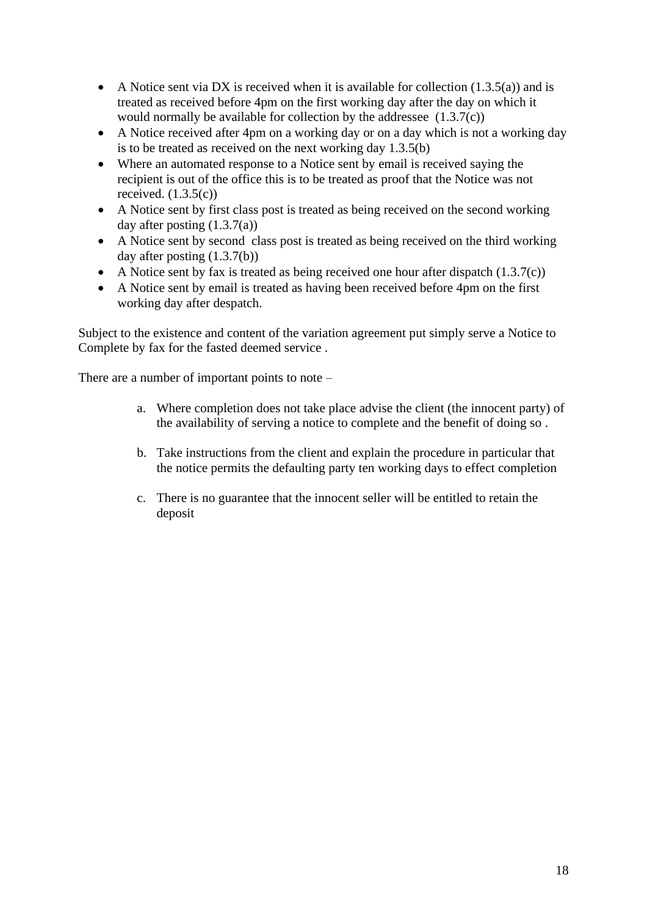- A Notice sent via DX is received when it is available for collection (1.3.5(a)) and is treated as received before 4pm on the first working day after the day on which it would normally be available for collection by the addressee (1.3.7(c))
- A Notice received after 4pm on a working day or on a day which is not a working day is to be treated as received on the next working day 1.3.5(b)
- Where an automated response to a Notice sent by email is received saying the recipient is out of the office this is to be treated as proof that the Notice was not received. (1.3.5(c))
- A Notice sent by first class post is treated as being received on the second working day after posting (1.3.7(a))
- A Notice sent by second class post is treated as being received on the third working day after posting (1.3.7(b))
- A Notice sent by fax is treated as being received one hour after dispatch (1.3.7(c))
- A Notice sent by email is treated as having been received before 4pm on the first working day after despatch.

Subject to the existence and content of the variation agreement put simply serve a Notice to Complete by fax for the fasted deemed service .

There are a number of important points to note –

a. Where completion does not take place advise the client (the innocent party) of the availability of serving a notice to complete and the benefit of doing so .

b. Take instructions from the client and explain the procedure in particular that the notice permits the defaulting party ten working days to effect completion

c. There is no guarantee that the innocent seller will be entitled to retain the deposit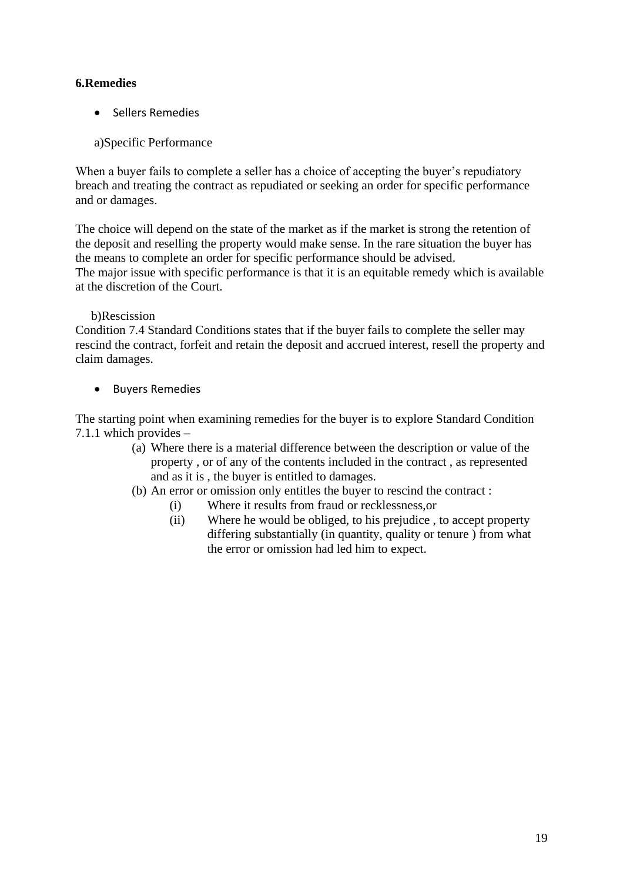**6.Remedies**

- Sellers Remedies

a)Specific Performance

When a buyer fails to complete a seller has a choice of accepting the buyer's repudiatory breach and treating the contract as repudiated or seeking an order for specific performance and or damages.

The choice will depend on the state of the market as if the market is strong the retention of the deposit and reselling the property would make sense. In the rare situation the buyer has the means to complete an order for specific performance should be advised.
The major issue with specific performance is that it is an equitable remedy which is available at the discretion of the Court.

b)Rescission
Condition 7.4 Standard Conditions states that if the buyer fails to complete the seller may rescind the contract, forfeit and retain the deposit and accrued interest, resell the property and claim damages.

- Buyers Remedies

The starting point when examining remedies for the buyer is to explore Standard Condition 7.1.1 which provides –

(a) Where there is a material difference between the description or value of the property , or of any of the contents included in the contract , as represented and as it is , the buyer is entitled to damages.
(b) An error or omission only entitles the buyer to rescind the contract :
    (i) Where it results from fraud or recklessness,or
    (ii) Where he would be obliged, to his prejudice , to accept property differing substantially (in quantity, quality or tenure ) from what the error or omission had led him to expect.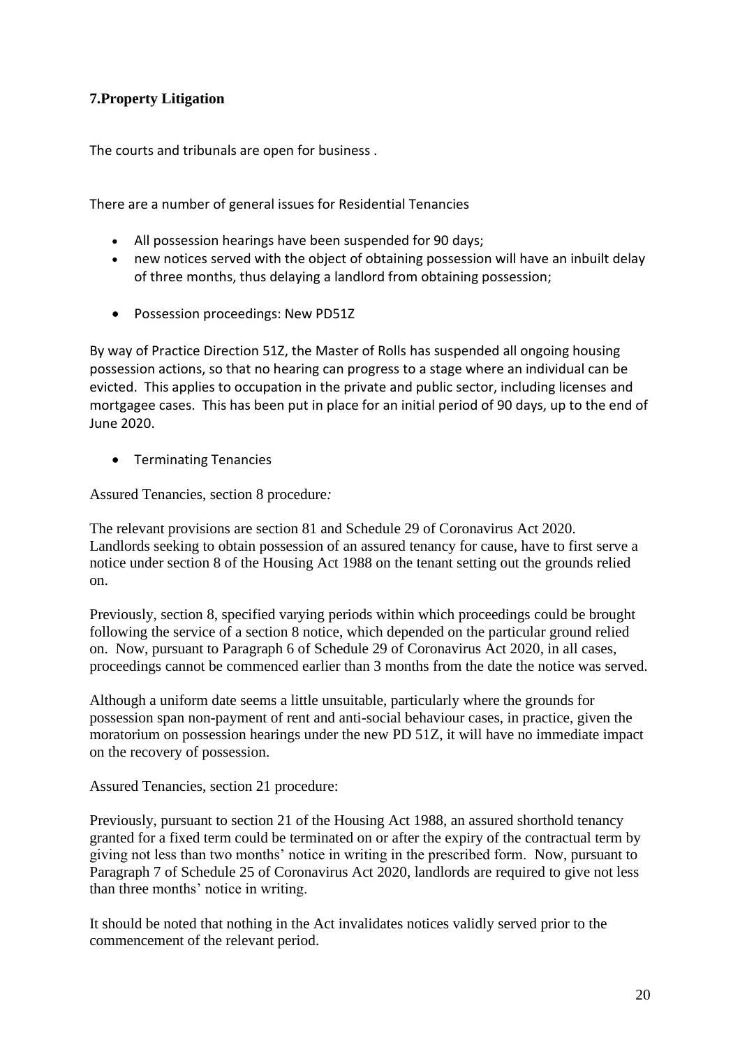## 7.Property Litigation

The courts and tribunals are open for business .

There are a number of general issues for Residential Tenancies

- All possession hearings have been suspended for 90 days;
- new notices served with the object of obtaining possession will have an inbuilt delay of three months, thus delaying a landlord from obtaining possession;
- Possession proceedings: New PD51Z

By way of Practice Direction 51Z, the Master of Rolls has suspended all ongoing housing possession actions, so that no hearing can progress to a stage where an individual can be evicted. This applies to occupation in the private and public sector, including licenses and mortgagee cases. This has been put in place for an initial period of 90 days, up to the end of June 2020.

- Terminating Tenancies

Assured Tenancies, section 8 procedure*:*

The relevant provisions are section 81 and Schedule 29 of Coronavirus Act 2020. Landlords seeking to obtain possession of an assured tenancy for cause, have to first serve a notice under section 8 of the Housing Act 1988 on the tenant setting out the grounds relied on.

Previously, section 8, specified varying periods within which proceedings could be brought following the service of a section 8 notice, which depended on the particular ground relied on. Now, pursuant to Paragraph 6 of Schedule 29 of Coronavirus Act 2020, in all cases, proceedings cannot be commenced earlier than 3 months from the date the notice was served.

Although a uniform date seems a little unsuitable, particularly where the grounds for possession span non-payment of rent and anti-social behaviour cases, in practice, given the moratorium on possession hearings under the new PD 51Z, it will have no immediate impact on the recovery of possession.

Assured Tenancies, section 21 procedure:

Previously, pursuant to section 21 of the Housing Act 1988, an assured shorthold tenancy granted for a fixed term could be terminated on or after the expiry of the contractual term by giving not less than two months' notice in writing in the prescribed form. Now, pursuant to Paragraph 7 of Schedule 25 of Coronavirus Act 2020, landlords are required to give not less than three months' notice in writing.

It should be noted that nothing in the Act invalidates notices validly served prior to the commencement of the relevant period.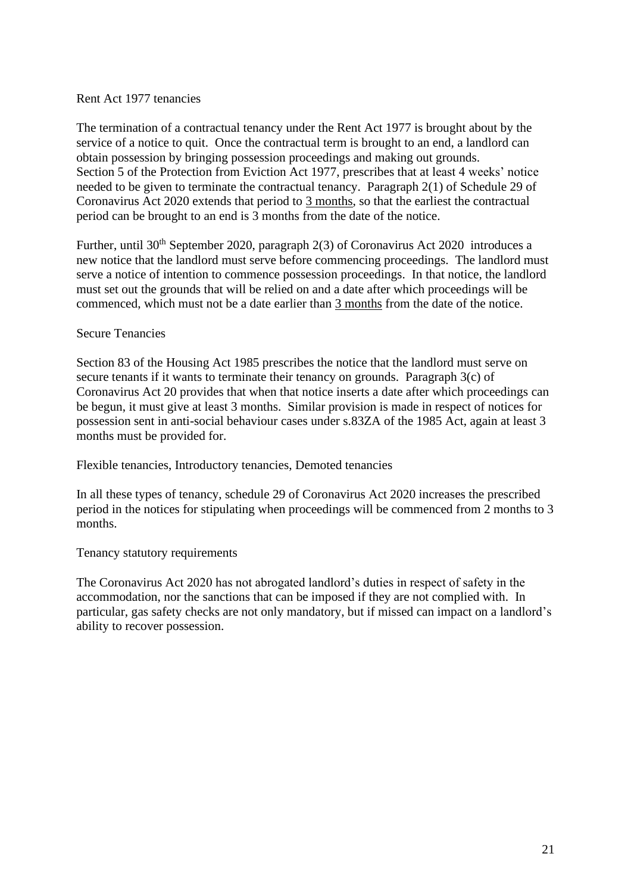Rent Act 1977 tenancies

The termination of a contractual tenancy under the Rent Act 1977 is brought about by the service of a notice to quit. Once the contractual term is brought to an end, a landlord can obtain possession by bringing possession proceedings and making out grounds. Section 5 of the Protection from Eviction Act 1977, prescribes that at least 4 weeks' notice needed to be given to terminate the contractual tenancy. Paragraph 2(1) of Schedule 29 of Coronavirus Act 2020 extends that period to <u>3 months</u>, so that the earliest the contractual period can be brought to an end is 3 months from the date of the notice.

Further, until 30th September 2020, paragraph 2(3) of Coronavirus Act 2020 introduces a new notice that the landlord must serve before commencing proceedings. The landlord must serve a notice of intention to commence possession proceedings. In that notice, the landlord must set out the grounds that will be relied on and a date after which proceedings will be commenced, which must not be a date earlier than <u>3 months</u> from the date of the notice.

Secure Tenancies

Section 83 of the Housing Act 1985 prescribes the notice that the landlord must serve on secure tenants if it wants to terminate their tenancy on grounds. Paragraph 3(c) of Coronavirus Act 20 provides that when that notice inserts a date after which proceedings can be begun, it must give at least 3 months. Similar provision is made in respect of notices for possession sent in anti-social behaviour cases under s.83ZA of the 1985 Act, again at least 3 months must be provided for.

Flexible tenancies, Introductory tenancies, Demoted tenancies

In all these types of tenancy, schedule 29 of Coronavirus Act 2020 increases the prescribed period in the notices for stipulating when proceedings will be commenced from 2 months to 3 months.

Tenancy statutory requirements

The Coronavirus Act 2020 has not abrogated landlord's duties in respect of safety in the accommodation, nor the sanctions that can be imposed if they are not complied with. In particular, gas safety checks are not only mandatory, but if missed can impact on a landlord's ability to recover possession.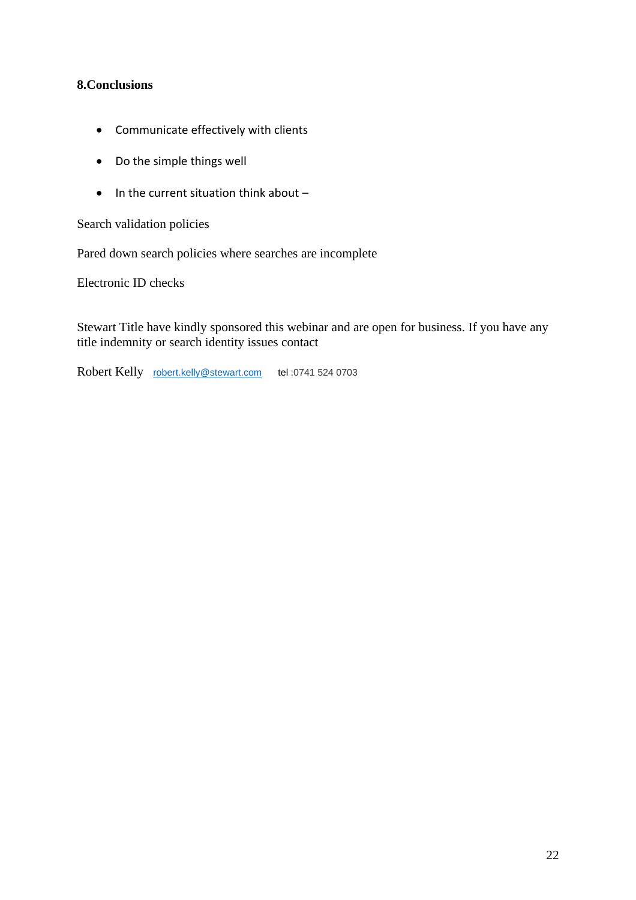## 8.Conclusions

- Communicate effectively with clients
- Do the simple things well
- In the current situation think about –

Search validation policies

Pared down search policies where searches are incomplete

Electronic ID checks

Stewart Title have kindly sponsored this webinar and are open for business. If you have any title indemnity or search identity issues contact

Robert Kelly robert.kelly@stewart.com tel :0741 524 0703